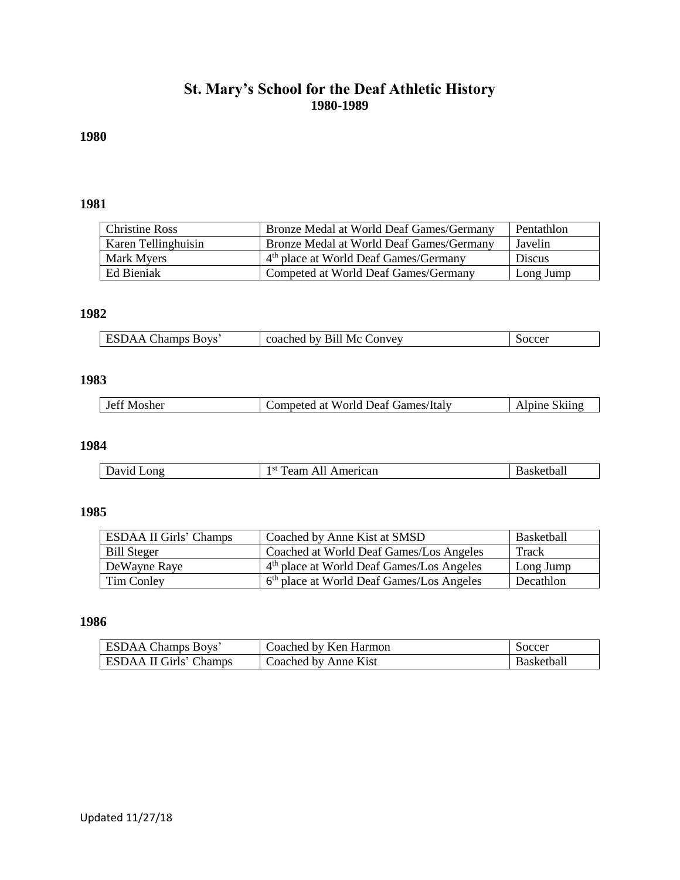# St. Mary's School for the Deaf Athletic History
## 1980-1989

### 1980

### 1981

| Christine Ross | Bronze Medal at World Deaf Games/Germany | Pentathlon |
|---|---|---|
| Karen Tellinghuisin | Bronze Medal at World Deaf Games/Germany | Javelin |
| Mark Myers | 4th place at World Deaf Games/Germany | Discus |
| Ed Bieniak | Competed at World Deaf Games/Germany | Long Jump |

### 1982

| ESDAA Champs Boys' | coached by Bill Mc Convey | Soccer |
|---|---|---|

### 1983

| Jeff Mosher | Competed at World Deaf Games/Italy | Alpine Skiing |
|---|---|---|

### 1984

| David Long | 1st Team All American | Basketball |
|---|---|---|

### 1985

| ESDAA II Girls' Champs | Coached by Anne Kist at SMSD | Basketball |
|---|---|---|
| Bill Steger | Coached at World Deaf Games/Los Angeles | Track |
| DeWayne Raye | 4th place at World Deaf Games/Los Angeles | Long Jump |
| Tim Conley | 6th place at World Deaf Games/Los Angeles | Decathlon |

### 1986

| ESDAA Champs Boys' | Coached by Ken Harmon | Soccer |
|---|---|---|
| ESDAA II Girls' Champs | Coached by Anne Kist | Basketball |

Updated 11/27/18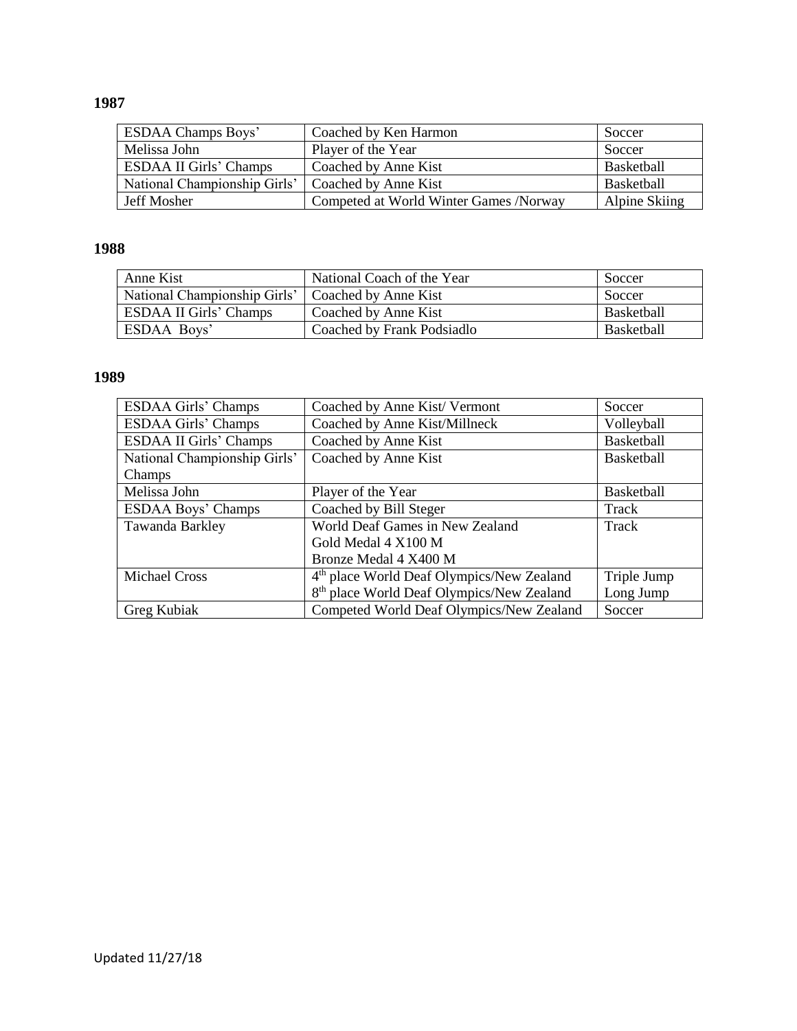**1987**

| | | |
|---|---|---|
| ESDAA Champs Boys’ | Coached by Ken Harmon | Soccer |
| Melissa John | Player of the Year | Soccer |
| ESDAA II Girls’ Champs | Coached by Anne Kist | Basketball |
| National Championship Girls’ | Coached by Anne Kist | Basketball |
| Jeff Mosher | Competed at World Winter Games /Norway | Alpine Skiing |

**1988**

| | | |
|---|---|---|
| Anne Kist | National Coach of the Year | Soccer |
| National Championship Girls’ | Coached by Anne Kist | Soccer |
| ESDAA II Girls’ Champs | Coached by Anne Kist | Basketball |
| ESDAA Boys’ | Coached by Frank Podsiadlo | Basketball |

**1989**

| | | |
|---|---|---|
| ESDAA Girls’ Champs | Coached by Anne Kist/ Vermont | Soccer |
| ESDAA Girls’ Champs | Coached by Anne Kist/Millneck | Volleyball |
| ESDAA II Girls’ Champs | Coached by Anne Kist | Basketball |
| National Championship Girls’ Champs | Coached by Anne Kist | Basketball |
| Melissa John | Player of the Year | Basketball |
| ESDAA Boys’ Champs | Coached by Bill Steger | Track |
| Tawanda Barkley | World Deaf Games in New Zealand<br>Gold Medal 4 X100 M<br>Bronze Medal 4 X400 M | Track |
| Michael Cross | 4th place World Deaf Olympics/New Zealand<br>8th place World Deaf Olympics/New Zealand | Triple Jump<br>Long Jump |
| Greg Kubiak | Competed World Deaf Olympics/New Zealand | Soccer |